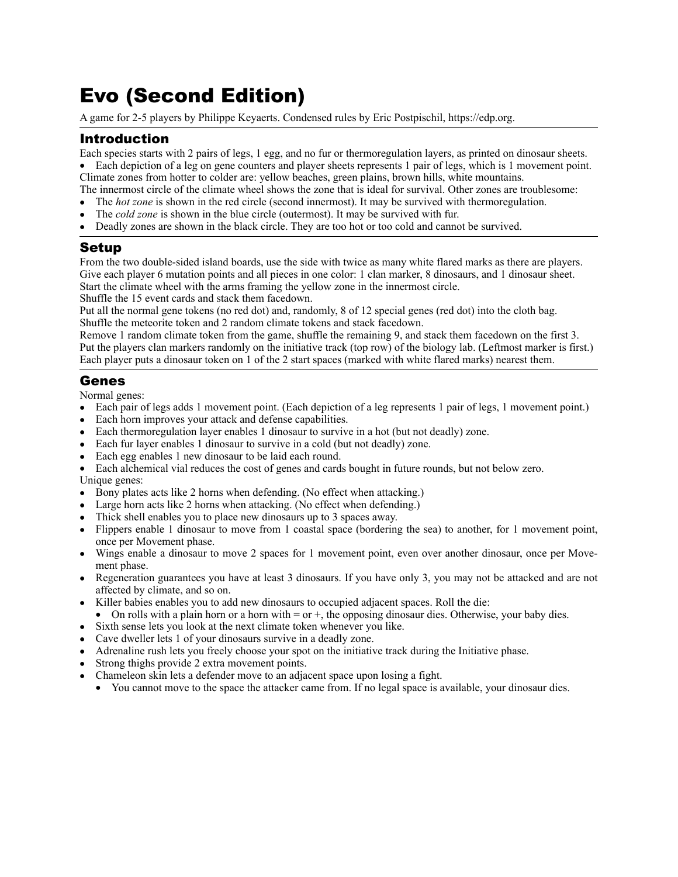# Evo (Second Edition)

A game for 2-5 players by Philippe Keyaerts. Condensed rules by Eric Postpischil, https://edp.org.

## Introduction

Each species starts with 2 pairs of legs, 1 egg, and no fur or thermoregulation layers, as printed on dinosaur sheets.

- Each depiction of a leg on gene counters and player sheets represents 1 pair of legs, which is 1 movement point.

Climate zones from hotter to colder are: yellow beaches, green plains, brown hills, white mountains.

The innermost circle of the climate wheel shows the zone that is ideal for survival. Other zones are troublesome:

- The *hot zone* is shown in the red circle (second innermost). It may be survived with thermoregulation.
- The *cold zone* is shown in the blue circle (outermost). It may be survived with fur.
- Deadly zones are shown in the black circle. They are too hot or too cold and cannot be survived.

## Setup

From the two double-sided island boards, use the side with twice as many white flared marks as there are players.

Give each player 6 mutation points and all pieces in one color: 1 clan marker, 8 dinosaurs, and 1 dinosaur sheet.

Start the climate wheel with the arms framing the yellow zone in the innermost circle.

Shuffle the 15 event cards and stack them facedown.

Put all the normal gene tokens (no red dot) and, randomly, 8 of 12 special genes (red dot) into the cloth bag.

Shuffle the meteorite token and 2 random climate tokens and stack facedown.

Remove 1 random climate token from the game, shuffle the remaining 9, and stack them facedown on the first 3.

Put the players clan markers randomly on the initiative track (top row) of the biology lab. (Leftmost marker is first.)

Each player puts a dinosaur token on 1 of the 2 start spaces (marked with white flared marks) nearest them.

## Genes

Normal genes:

- Each pair of legs adds 1 movement point. (Each depiction of a leg represents 1 pair of legs, 1 movement point.)
- Each horn improves your attack and defense capabilities.
- Each thermoregulation layer enables 1 dinosaur to survive in a hot (but not deadly) zone.
- Each fur layer enables 1 dinosaur to survive in a cold (but not deadly) zone.
- Each egg enables 1 new dinosaur to be laid each round.
- Each alchemical vial reduces the cost of genes and cards bought in future rounds, but not below zero.

Unique genes:

- Bony plates acts like 2 horns when defending. (No effect when attacking.)
- Large horn acts like 2 horns when attacking. (No effect when defending.)
- Thick shell enables you to place new dinosaurs up to 3 spaces away.
- Flippers enable 1 dinosaur to move from 1 coastal space (bordering the sea) to another, for 1 movement point, once per Movement phase.
- Wings enable a dinosaur to move 2 spaces for 1 movement point, even over another dinosaur, once per Movement phase.
- Regeneration guarantees you have at least 3 dinosaurs. If you have only 3, you may not be attacked and are not affected by climate, and so on.
- Killer babies enables you to add new dinosaurs to occupied adjacent spaces. Roll the die:
  - On rolls with a plain horn or a horn with = or +, the opposing dinosaur dies. Otherwise, your baby dies.
- Sixth sense lets you look at the next climate token whenever you like.
- Cave dweller lets 1 of your dinosaurs survive in a deadly zone.
- Adrenaline rush lets you freely choose your spot on the initiative track during the Initiative phase.
- Strong thighs provide 2 extra movement points.
- Chameleon skin lets a defender move to an adjacent space upon losing a fight.
  - You cannot move to the space the attacker came from. If no legal space is available, your dinosaur dies.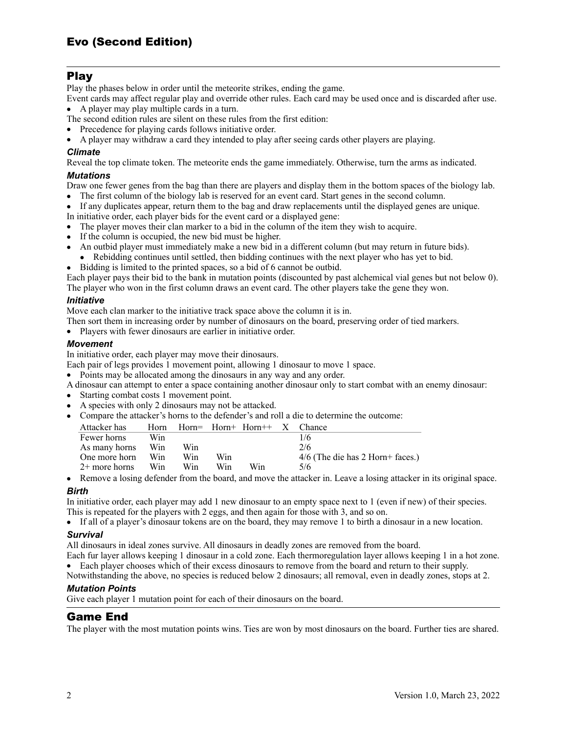# Evo (Second Edition)

## Play

Play the phases below in order until the meteorite strikes, ending the game.

Event cards may affect regular play and override other rules. Each card may be used once and is discarded after use.

- A player may play multiple cards in a turn.

The second edition rules are silent on these rules from the first edition:

- Precedence for playing cards follows initiative order.
- A player may withdraw a card they intended to play after seeing cards other players are playing.

### *Climate*

Reveal the top climate token. The meteorite ends the game immediately. Otherwise, turn the arms as indicated.

### *Mutations*

Draw one fewer genes from the bag than there are players and display them in the bottom spaces of the biology lab.

- The first column of the biology lab is reserved for an event card. Start genes in the second column.
- If any duplicates appear, return them to the bag and draw replacements until the displayed genes are unique.

In initiative order, each player bids for the event card or a displayed gene:

- The player moves their clan marker to a bid in the column of the item they wish to acquire.
- If the column is occupied, the new bid must be higher.
- An outbid player must immediately make a new bid in a different column (but may return in future bids).
  - Rebidding continues until settled, then bidding continues with the next player who has yet to bid.
- Bidding is limited to the printed spaces, so a bid of 6 cannot be outbid.

Each player pays their bid to the bank in mutation points (discounted by past alchemical vial genes but not below 0).
The player who won in the first column draws an event card. The other players take the gene they won.

### *Initiative*

Move each clan marker to the initiative track space above the column it is in.

Then sort them in increasing order by number of dinosaurs on the board, preserving order of tied markers.

- Players with fewer dinosaurs are earlier in initiative order.

### *Movement*

In initiative order, each player may move their dinosaurs.

Each pair of legs provides 1 movement point, allowing 1 dinosaur to move 1 space.

- Points may be allocated among the dinosaurs in any way and any order.

A dinosaur can attempt to enter a space containing another dinosaur only to start combat with an enemy dinosaur:

- Starting combat costs 1 movement point.
- A species with only 2 dinosaurs may not be attacked.
- Compare the attacker's horns to the defender's and roll a die to determine the outcome:

| Attacker has | Horn | Horn= | Horn+ | Horn++ | X | Chance |
|---|---|---|---|---|---|---|
| Fewer horns | Win | | | | | 1/6 |
| As many horns | Win | Win | | | | 2/6 |
| One more horn | Win | Win | Win | | | 4/6 (The die has 2 Horn+ faces.) |
| 2+ more horns | Win | Win | Win | Win | | 5/6 |

- Remove a losing defender from the board, and move the attacker in. Leave a losing attacker in its original space.

### *Birth*

In initiative order, each player may add 1 new dinosaur to an empty space next to 1 (even if new) of their species.
This is repeated for the players with 2 eggs, and then again for those with 3, and so on.

- If all of a player's dinosaur tokens are on the board, they may remove 1 to birth a dinosaur in a new location.

### *Survival*

All dinosaurs in ideal zones survive. All dinosaurs in deadly zones are removed from the board.

Each fur layer allows keeping 1 dinosaur in a cold zone. Each thermoregulation layer allows keeping 1 in a hot zone.

- Each player chooses which of their excess dinosaurs to remove from the board and return to their supply.

Notwithstanding the above, no species is reduced below 2 dinosaurs; all removal, even in deadly zones, stops at 2.

### *Mutation Points*

Give each player 1 mutation point for each of their dinosaurs on the board.

## Game End

The player with the most mutation points wins. Ties are won by most dinosaurs on the board. Further ties are shared.